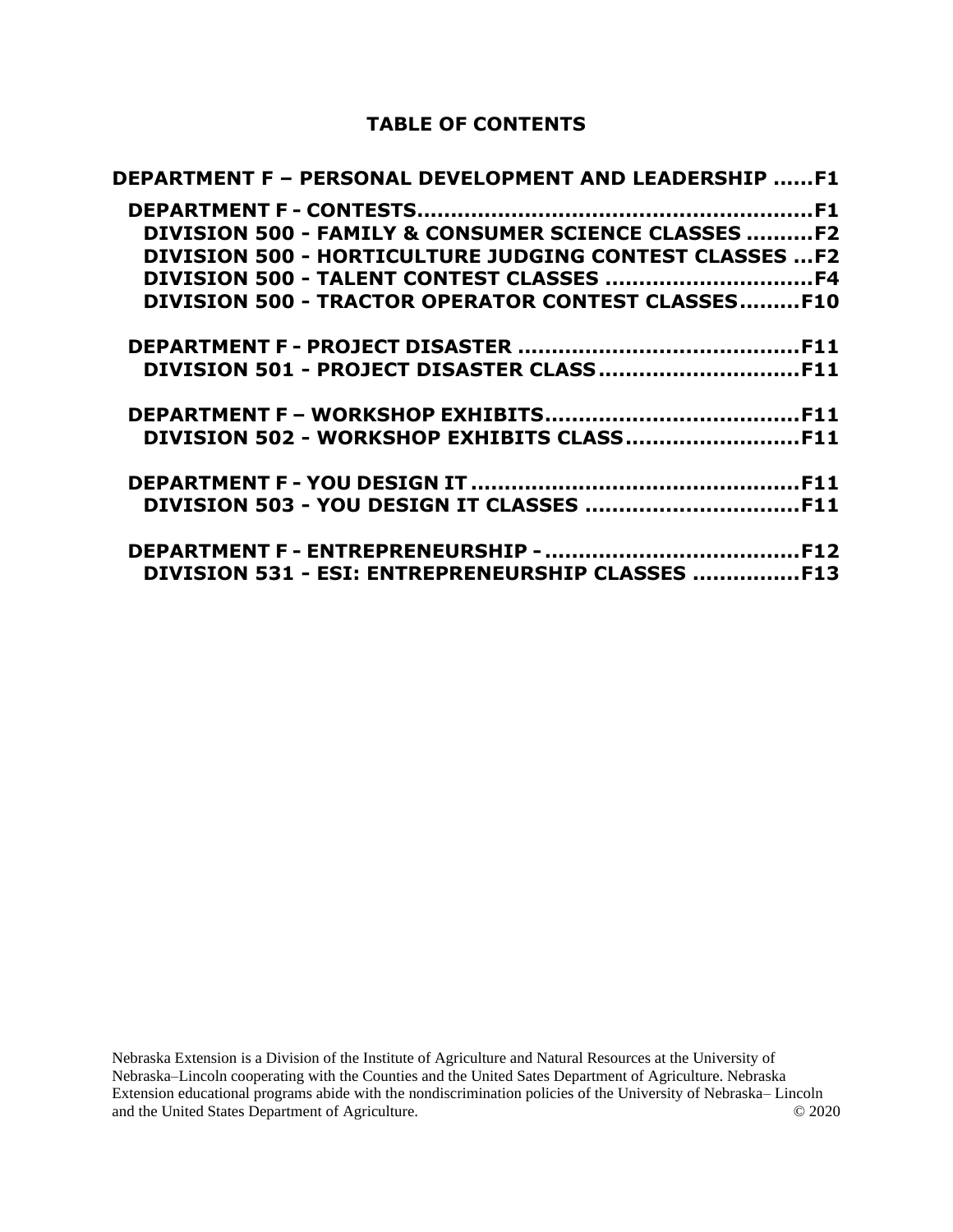# TABLE OF CONTENTS

**DEPARTMENT F – PERSONAL DEVELOPMENT AND LEADERSHIP ......F1**

- **DEPARTMENT F - CONTESTS.......................................................F1**
  - **DIVISION 500 - FAMILY & CONSUMER SCIENCE CLASSES ..........F2**
  - **DIVISION 500 - HORTICULTURE JUDGING CONTEST CLASSES ...F2**
  - **DIVISION 500 - TALENT CONTEST CLASSES ..............................F4**
  - **DIVISION 500 - TRACTOR OPERATOR CONTEST CLASSES.........F10**
- **DEPARTMENT F - PROJECT DISASTER .........................................F11**
  - **DIVISION 501 - PROJECT DISASTER CLASS.............................F11**
- **DEPARTMENT F – WORKSHOP EXHIBITS.....................................F11**
  - **DIVISION 502 - WORKSHOP EXHIBITS CLASS.........................F11**
- **DEPARTMENT F - YOU DESIGN IT ................................................F11**
  - **DIVISION 503 - YOU DESIGN IT CLASSES ...............................F11**
- **DEPARTMENT F - ENTREPRENEURSHIP - .....................................F12**
  - **DIVISION 531 - ESI: ENTREPRENEURSHIP CLASSES ...............F13**

Nebraska Extension is a Division of the Institute of Agriculture and Natural Resources at the University of Nebraska–Lincoln cooperating with the Counties and the United Sates Department of Agriculture. Nebraska Extension educational programs abide with the nondiscrimination policies of the University of Nebraska– Lincoln and the United States Department of Agriculture. © 2020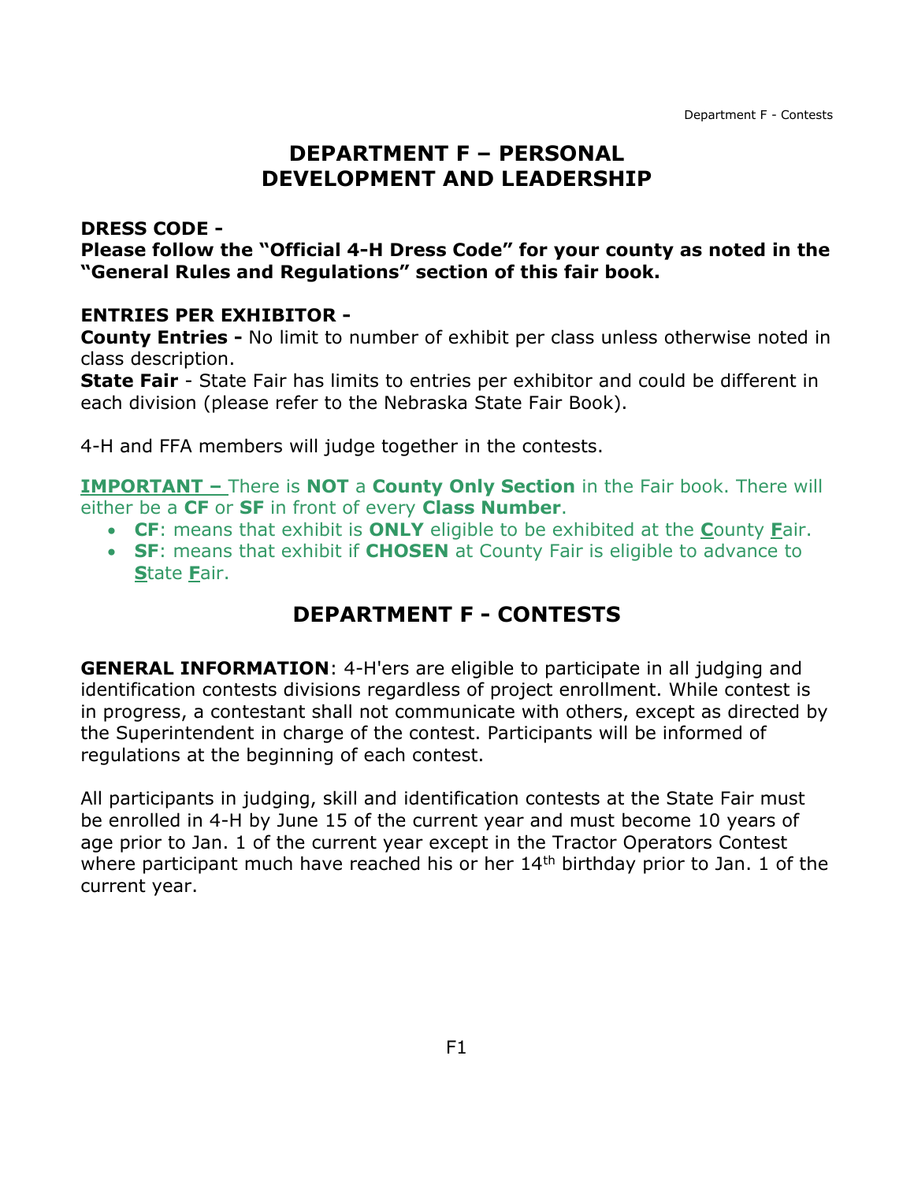# DEPARTMENT F – PERSONAL DEVELOPMENT AND LEADERSHIP

**DRESS CODE -**
**Please follow the "Official 4-H Dress Code" for your county as noted in the "General Rules and Regulations" section of this fair book.**

**ENTRIES PER EXHIBITOR -**
**County Entries -** No limit to number of exhibit per class unless otherwise noted in class description.
**State Fair** - State Fair has limits to entries per exhibitor and could be different in each division (please refer to the Nebraska State Fair Book).

4-H and FFA members will judge together in the contests.

**IMPORTANT –** There is **NOT** a **County Only Section** in the Fair book. There will either be a **CF** or **SF** in front of every **Class Number**.

- **CF**: means that exhibit is **ONLY** eligible to be exhibited at the **C**ounty **F**air.
- **SF**: means that exhibit if **CHOSEN** at County Fair is eligible to advance to **S**tate **F**air.

## DEPARTMENT F - CONTESTS

**GENERAL INFORMATION**: 4-H'ers are eligible to participate in all judging and identification contests divisions regardless of project enrollment. While contest is in progress, a contestant shall not communicate with others, except as directed by the Superintendent in charge of the contest. Participants will be informed of regulations at the beginning of each contest.

All participants in judging, skill and identification contests at the State Fair must be enrolled in 4-H by June 15 of the current year and must become 10 years of age prior to Jan. 1 of the current year except in the Tractor Operators Contest where participant much have reached his or her 14th birthday prior to Jan. 1 of the current year.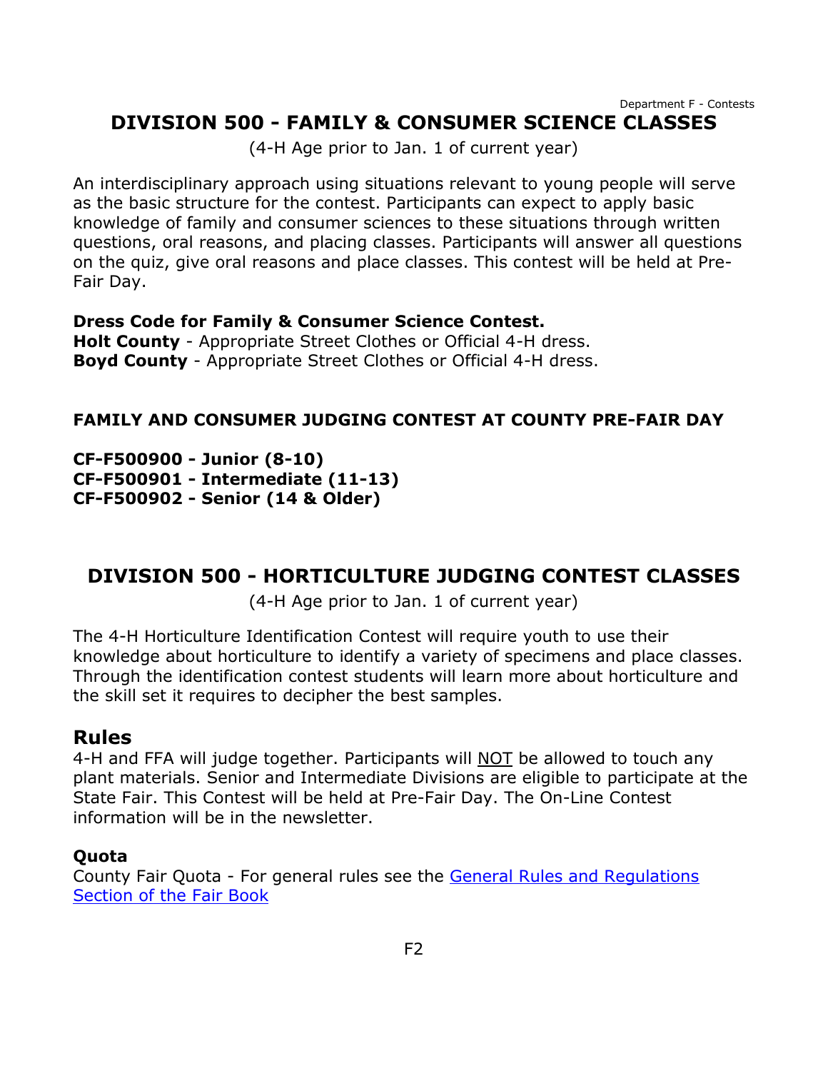# DIVISION 500 - FAMILY & CONSUMER SCIENCE CLASSES

(4-H Age prior to Jan. 1 of current year)

An interdisciplinary approach using situations relevant to young people will serve as the basic structure for the contest. Participants can expect to apply basic knowledge of family and consumer sciences to these situations through written questions, oral reasons, and placing classes. Participants will answer all questions on the quiz, give oral reasons and place classes. This contest will be held at Pre-Fair Day.

**Dress Code for Family & Consumer Science Contest.**
**Holt County** - Appropriate Street Clothes or Official 4-H dress.
**Boyd County** - Appropriate Street Clothes or Official 4-H dress.

**FAMILY AND CONSUMER JUDGING CONTEST AT COUNTY PRE-FAIR DAY**

**CF-F500900 - Junior (8-10)**
**CF-F500901 - Intermediate (11-13)**
**CF-F500902 - Senior (14 & Older)**

# DIVISION 500 - HORTICULTURE JUDGING CONTEST CLASSES

(4-H Age prior to Jan. 1 of current year)

The 4-H Horticulture Identification Contest will require youth to use their knowledge about horticulture to identify a variety of specimens and place classes. Through the identification contest students will learn more about horticulture and the skill set it requires to decipher the best samples.

## Rules

4-H and FFA will judge together. Participants will NOT be allowed to touch any plant materials. Senior and Intermediate Divisions are eligible to participate at the State Fair. This Contest will be held at Pre-Fair Day. The On-Line Contest information will be in the newsletter.

### Quota

County Fair Quota - For general rules see the General Rules and Regulations Section of the Fair Book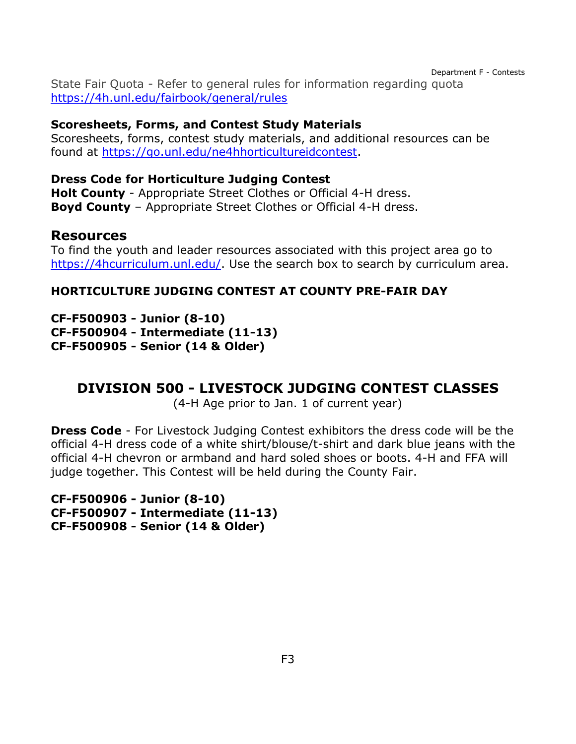State Fair Quota - Refer to general rules for information regarding quota https://4h.unl.edu/fairbook/general/rules

**Scoresheets, Forms, and Contest Study Materials**
Scoresheets, forms, contest study materials, and additional resources can be found at https://go.unl.edu/ne4hhorticultureidcontest.

**Dress Code for Horticulture Judging Contest**
**Holt County** - Appropriate Street Clothes or Official 4-H dress.
**Boyd County** – Appropriate Street Clothes or Official 4-H dress.

## Resources

To find the youth and leader resources associated with this project area go to https://4hcurriculum.unl.edu/. Use the search box to search by curriculum area.

**HORTICULTURE JUDGING CONTEST AT COUNTY PRE-FAIR DAY**

**CF-F500903 - Junior (8-10)**
**CF-F500904 - Intermediate (11-13)**
**CF-F500905 - Senior (14 & Older)**

## DIVISION 500 - LIVESTOCK JUDGING CONTEST CLASSES

(4-H Age prior to Jan. 1 of current year)

**Dress Code** - For Livestock Judging Contest exhibitors the dress code will be the official 4-H dress code of a white shirt/blouse/t-shirt and dark blue jeans with the official 4-H chevron or armband and hard soled shoes or boots. 4-H and FFA will judge together. This Contest will be held during the County Fair.

**CF-F500906 - Junior (8-10)**
**CF-F500907 - Intermediate (11-13)**
**CF-F500908 - Senior (14 & Older)**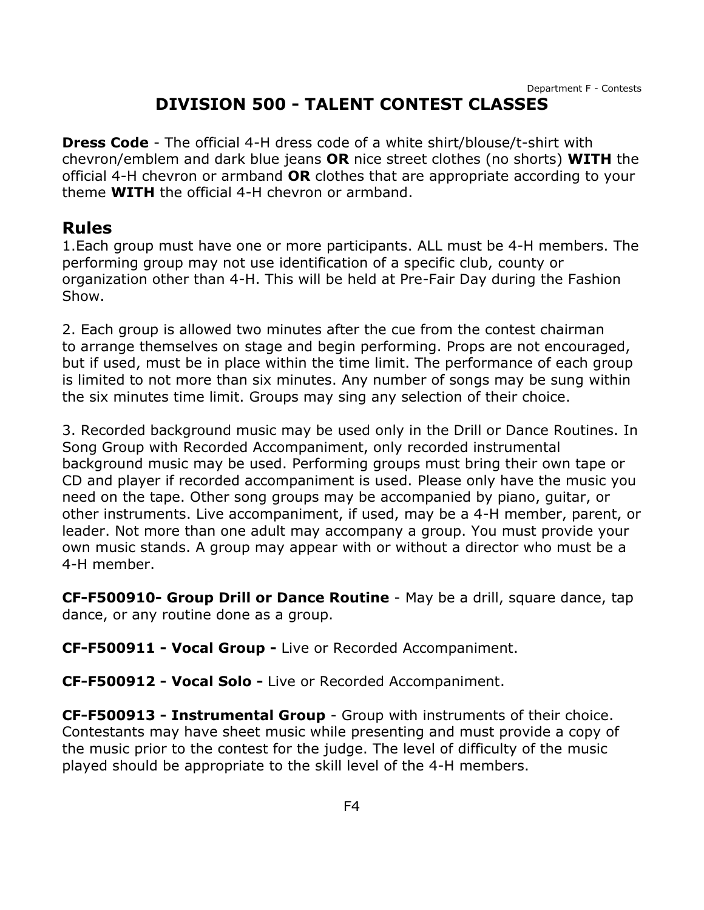# DIVISION 500 - TALENT CONTEST CLASSES

**Dress Code** - The official 4-H dress code of a white shirt/blouse/t-shirt with chevron/emblem and dark blue jeans **OR** nice street clothes (no shorts) **WITH** the official 4-H chevron or armband **OR** clothes that are appropriate according to your theme **WITH** the official 4-H chevron or armband.

## Rules

1.Each group must have one or more participants. ALL must be 4-H members. The performing group may not use identification of a specific club, county or organization other than 4-H. This will be held at Pre-Fair Day during the Fashion Show.

2. Each group is allowed two minutes after the cue from the contest chairman to arrange themselves on stage and begin performing. Props are not encouraged, but if used, must be in place within the time limit. The performance of each group is limited to not more than six minutes. Any number of songs may be sung within the six minutes time limit. Groups may sing any selection of their choice.

3. Recorded background music may be used only in the Drill or Dance Routines. In Song Group with Recorded Accompaniment, only recorded instrumental background music may be used. Performing groups must bring their own tape or CD and player if recorded accompaniment is used. Please only have the music you need on the tape. Other song groups may be accompanied by piano, guitar, or other instruments. Live accompaniment, if used, may be a 4-H member, parent, or leader. Not more than one adult may accompany a group. You must provide your own music stands. A group may appear with or without a director who must be a 4-H member.

**CF-F500910- Group Drill or Dance Routine** - May be a drill, square dance, tap dance, or any routine done as a group.

**CF-F500911 - Vocal Group -** Live or Recorded Accompaniment.

**CF-F500912 - Vocal Solo -** Live or Recorded Accompaniment.

**CF-F500913 - Instrumental Group** - Group with instruments of their choice. Contestants may have sheet music while presenting and must provide a copy of the music prior to the contest for the judge. The level of difficulty of the music played should be appropriate to the skill level of the 4-H members.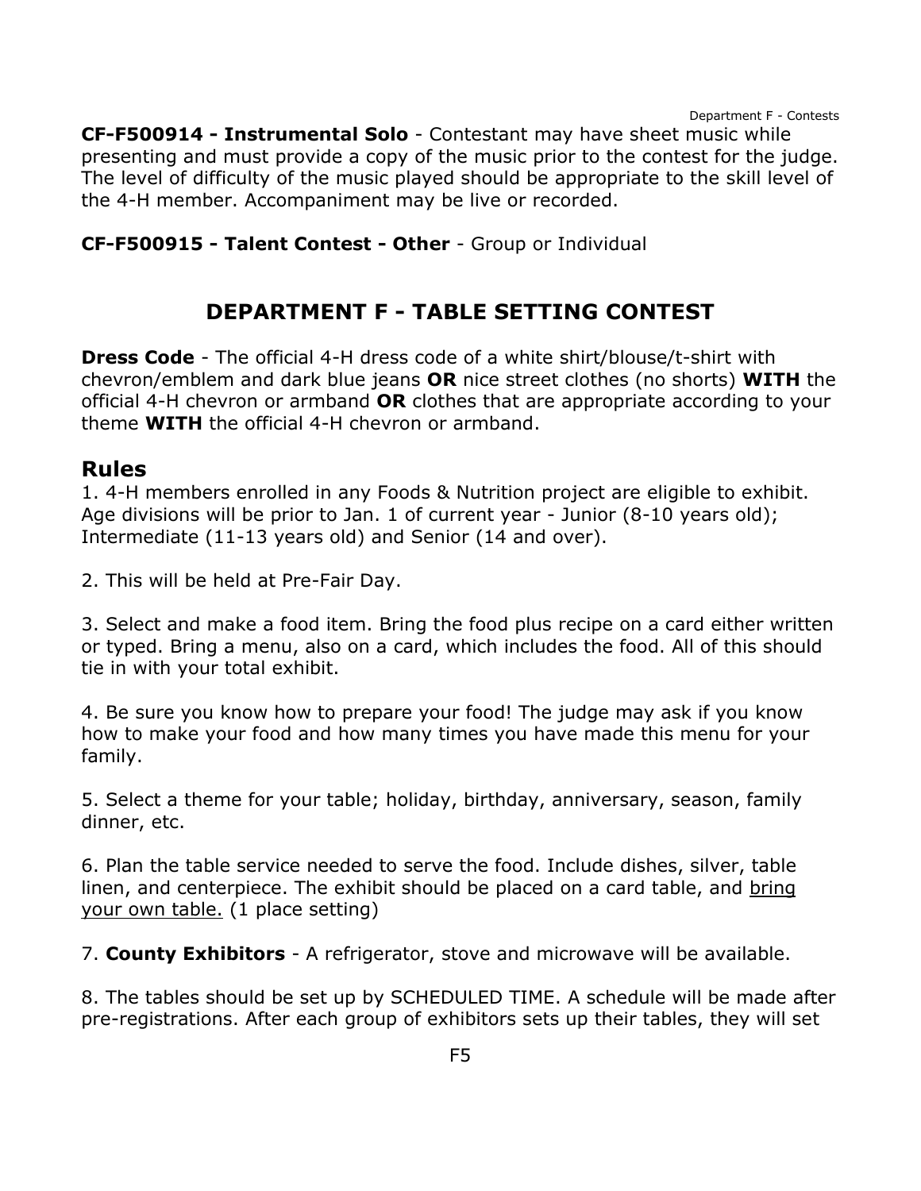**CF-F500914 - Instrumental Solo** - Contestant may have sheet music while presenting and must provide a copy of the music prior to the contest for the judge. The level of difficulty of the music played should be appropriate to the skill level of the 4-H member. Accompaniment may be live or recorded.

**CF-F500915 - Talent Contest - Other** - Group or Individual

# DEPARTMENT F - TABLE SETTING CONTEST

**Dress Code** - The official 4-H dress code of a white shirt/blouse/t-shirt with chevron/emblem and dark blue jeans **OR** nice street clothes (no shorts) **WITH** the official 4-H chevron or armband **OR** clothes that are appropriate according to your theme **WITH** the official 4-H chevron or armband.

## Rules

1. 4-H members enrolled in any Foods & Nutrition project are eligible to exhibit. Age divisions will be prior to Jan. 1 of current year - Junior (8-10 years old); Intermediate (11-13 years old) and Senior (14 and over).

2. This will be held at Pre-Fair Day.

3. Select and make a food item. Bring the food plus recipe on a card either written or typed. Bring a menu, also on a card, which includes the food. All of this should tie in with your total exhibit.

4. Be sure you know how to prepare your food! The judge may ask if you know how to make your food and how many times you have made this menu for your family.

5. Select a theme for your table; holiday, birthday, anniversary, season, family dinner, etc.

6. Plan the table service needed to serve the food. Include dishes, silver, table linen, and centerpiece. The exhibit should be placed on a card table, and <u>bring your own table.</u> (1 place setting)

7. **County Exhibitors** - A refrigerator, stove and microwave will be available.

8. The tables should be set up by SCHEDULED TIME. A schedule will be made after pre-registrations. After each group of exhibitors sets up their tables, they will set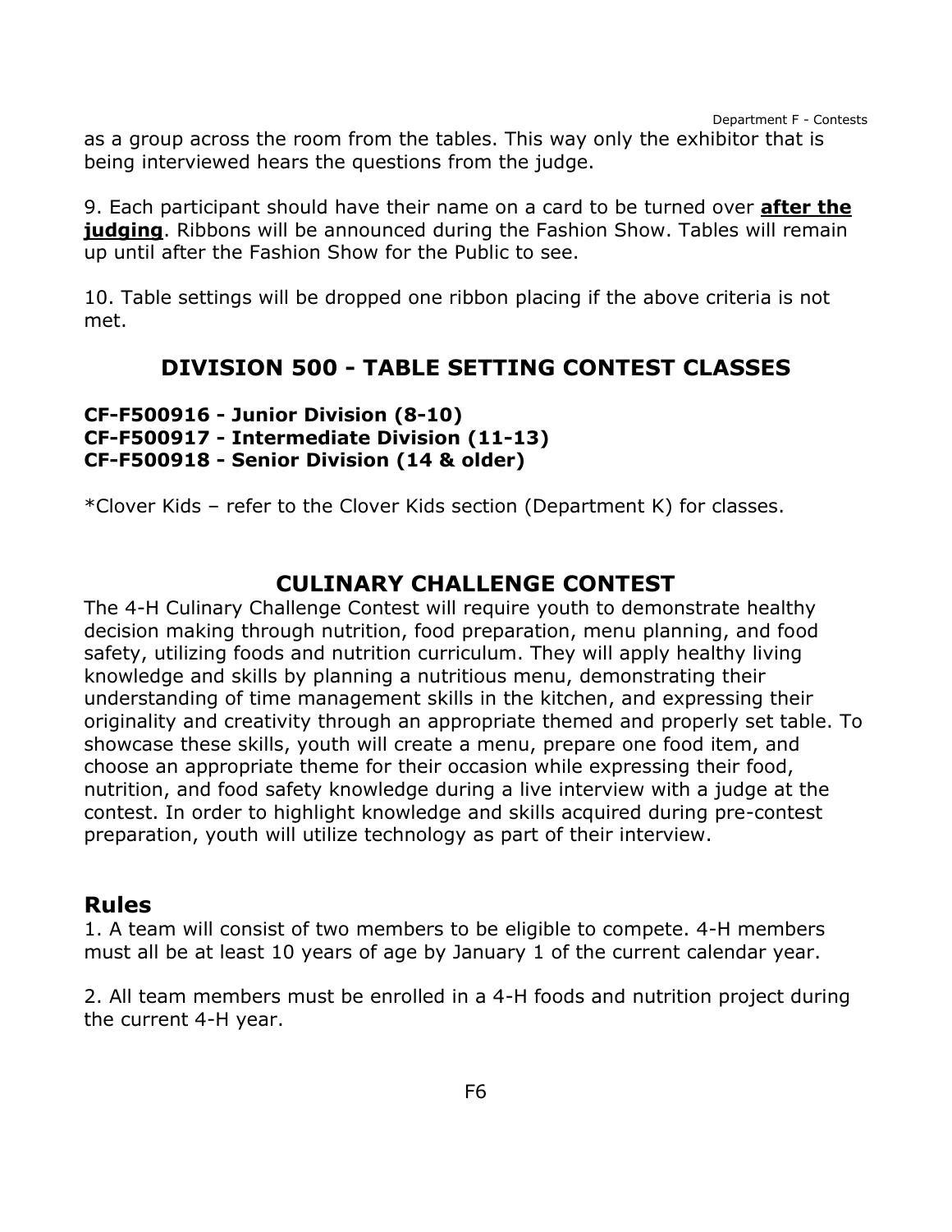as a group across the room from the tables. This way only the exhibitor that is being interviewed hears the questions from the judge.

9. Each participant should have their name on a card to be turned over **after the judging**. Ribbons will be announced during the Fashion Show. Tables will remain up until after the Fashion Show for the Public to see.

10. Table settings will be dropped one ribbon placing if the above criteria is not met.

## DIVISION 500 - TABLE SETTING CONTEST CLASSES

**CF-F500916 - Junior Division (8-10)**
**CF-F500917 - Intermediate Division (11-13)**
**CF-F500918 - Senior Division (14 & older)**

*Clover Kids – refer to the Clover Kids section (Department K) for classes.

## CULINARY CHALLENGE CONTEST

The 4-H Culinary Challenge Contest will require youth to demonstrate healthy decision making through nutrition, food preparation, menu planning, and food safety, utilizing foods and nutrition curriculum. They will apply healthy living knowledge and skills by planning a nutritious menu, demonstrating their understanding of time management skills in the kitchen, and expressing their originality and creativity through an appropriate themed and properly set table. To showcase these skills, youth will create a menu, prepare one food item, and choose an appropriate theme for their occasion while expressing their food, nutrition, and food safety knowledge during a live interview with a judge at the contest. In order to highlight knowledge and skills acquired during pre-contest preparation, youth will utilize technology as part of their interview.

### Rules

1. A team will consist of two members to be eligible to compete. 4-H members must all be at least 10 years of age by January 1 of the current calendar year.

2. All team members must be enrolled in a 4-H foods and nutrition project during the current 4-H year.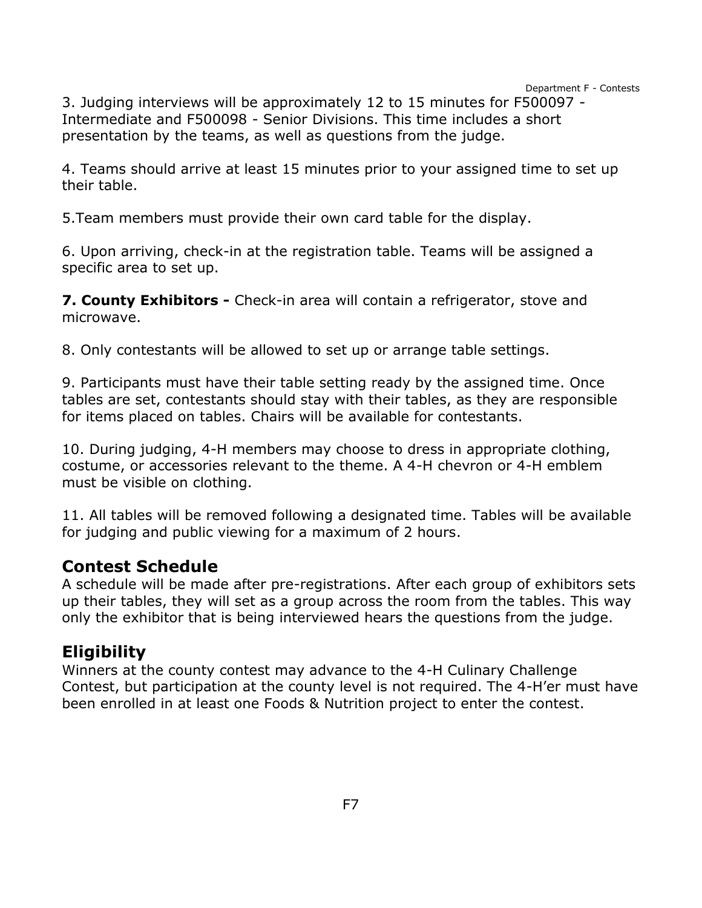3. Judging interviews will be approximately 12 to 15 minutes for F500097 - Intermediate and F500098 - Senior Divisions. This time includes a short presentation by the teams, as well as questions from the judge.

4. Teams should arrive at least 15 minutes prior to your assigned time to set up their table.

5.Team members must provide their own card table for the display.

6. Upon arriving, check-in at the registration table. Teams will be assigned a specific area to set up.

**7. County Exhibitors -** Check-in area will contain a refrigerator, stove and microwave.

8. Only contestants will be allowed to set up or arrange table settings.

9. Participants must have their table setting ready by the assigned time. Once tables are set, contestants should stay with their tables, as they are responsible for items placed on tables. Chairs will be available for contestants.

10. During judging, 4-H members may choose to dress in appropriate clothing, costume, or accessories relevant to the theme. A 4-H chevron or 4-H emblem must be visible on clothing.

11. All tables will be removed following a designated time. Tables will be available for judging and public viewing for a maximum of 2 hours.

## Contest Schedule

A schedule will be made after pre-registrations. After each group of exhibitors sets up their tables, they will set as a group across the room from the tables. This way only the exhibitor that is being interviewed hears the questions from the judge.

## Eligibility

Winners at the county contest may advance to the 4-H Culinary Challenge Contest, but participation at the county level is not required. The 4-H'er must have been enrolled in at least one Foods & Nutrition project to enter the contest.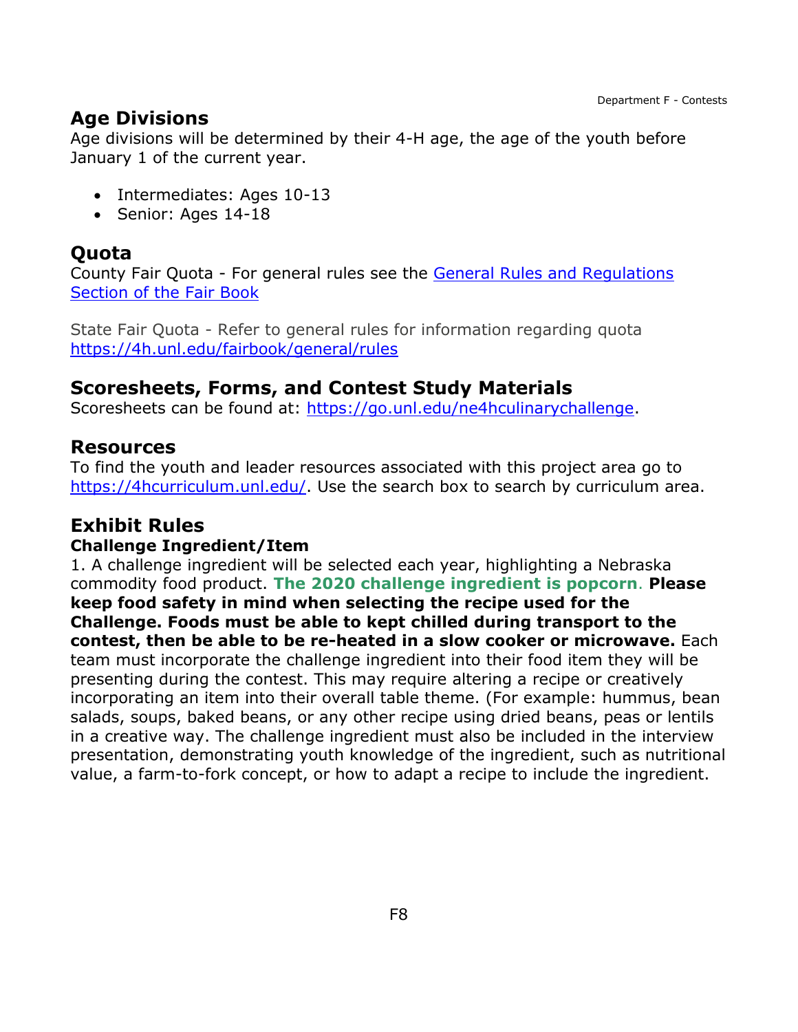## Age Divisions

Age divisions will be determined by their 4-H age, the age of the youth before January 1 of the current year.

- Intermediates: Ages 10-13
- Senior: Ages 14-18

## Quota

County Fair Quota - For general rules see the [General Rules and Regulations Section of the Fair Book]()

State Fair Quota - Refer to general rules for information regarding quota [https://4h.unl.edu/fairbook/general/rules](https://4h.unl.edu/fairbook/general/rules)

## Scoresheets, Forms, and Contest Study Materials

Scoresheets can be found at: [https://go.unl.edu/ne4hculinarychallenge](https://go.unl.edu/ne4hculinarychallenge).

## Resources

To find the youth and leader resources associated with this project area go to [https://4hcurriculum.unl.edu/](https://4hcurriculum.unl.edu/). Use the search box to search by curriculum area.

## Exhibit Rules

### Challenge Ingredient/Item

1. A challenge ingredient will be selected each year, highlighting a Nebraska commodity food product. **The 2020 challenge ingredient is popcorn**. **Please keep food safety in mind when selecting the recipe used for the Challenge. Foods must be able to kept chilled during transport to the contest, then be able to be re-heated in a slow cooker or microwave.** Each team must incorporate the challenge ingredient into their food item they will be presenting during the contest. This may require altering a recipe or creatively incorporating an item into their overall table theme. (For example: hummus, bean salads, soups, baked beans, or any other recipe using dried beans, peas or lentils in a creative way. The challenge ingredient must also be included in the interview presentation, demonstrating youth knowledge of the ingredient, such as nutritional value, a farm-to-fork concept, or how to adapt a recipe to include the ingredient.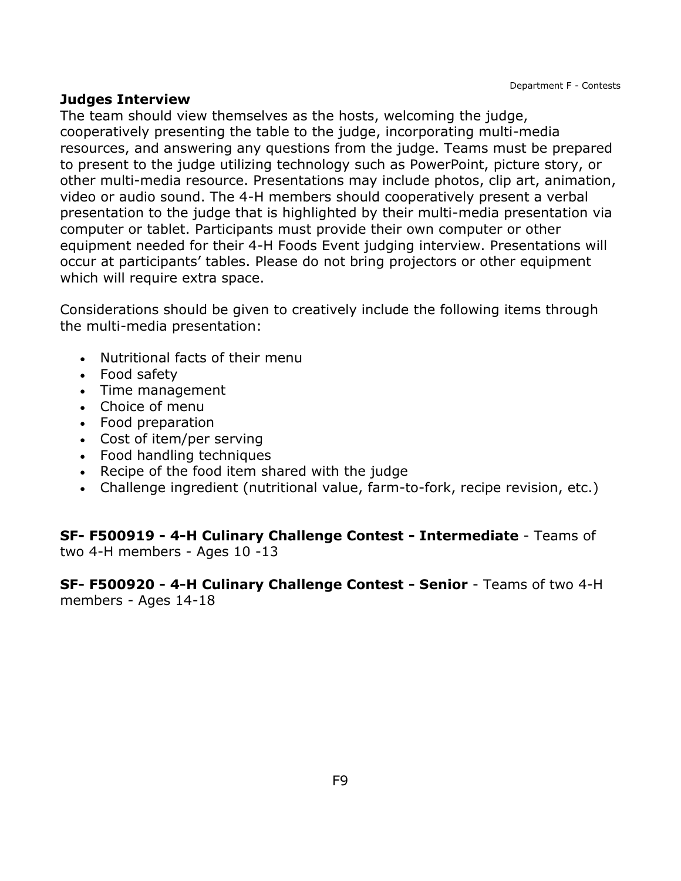### Judges Interview

The team should view themselves as the hosts, welcoming the judge, cooperatively presenting the table to the judge, incorporating multi-media resources, and answering any questions from the judge. Teams must be prepared to present to the judge utilizing technology such as PowerPoint, picture story, or other multi-media resource. Presentations may include photos, clip art, animation, video or audio sound. The 4-H members should cooperatively present a verbal presentation to the judge that is highlighted by their multi-media presentation via computer or tablet. Participants must provide their own computer or other equipment needed for their 4-H Foods Event judging interview. Presentations will occur at participants' tables. Please do not bring projectors or other equipment which will require extra space.

Considerations should be given to creatively include the following items through the multi-media presentation:

- Nutritional facts of their menu
- Food safety
- Time management
- Choice of menu
- Food preparation
- Cost of item/per serving
- Food handling techniques
- Recipe of the food item shared with the judge
- Challenge ingredient (nutritional value, farm-to-fork, recipe revision, etc.)

**SF- F500919 - 4-H Culinary Challenge Contest - Intermediate** - Teams of two 4-H members - Ages 10 -13

**SF- F500920 - 4-H Culinary Challenge Contest - Senior** - Teams of two 4-H members - Ages 14-18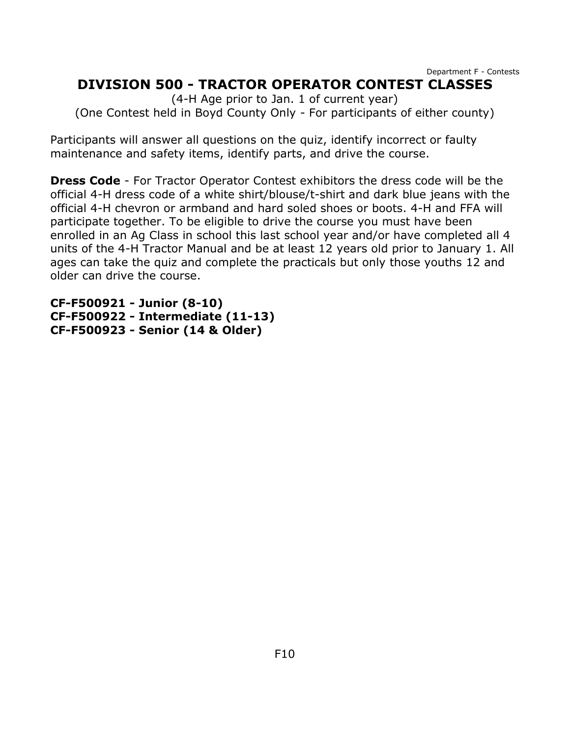# DIVISION 500 - TRACTOR OPERATOR CONTEST CLASSES

(4-H Age prior to Jan. 1 of current year)
(One Contest held in Boyd County Only - For participants of either county)

Participants will answer all questions on the quiz, identify incorrect or faulty maintenance and safety items, identify parts, and drive the course.

**Dress Code** - For Tractor Operator Contest exhibitors the dress code will be the official 4-H dress code of a white shirt/blouse/t-shirt and dark blue jeans with the official 4-H chevron or armband and hard soled shoes or boots. 4-H and FFA will participate together. To be eligible to drive the course you must have been enrolled in an Ag Class in school this last school year and/or have completed all 4 units of the 4-H Tractor Manual and be at least 12 years old prior to January 1. All ages can take the quiz and complete the practicals but only those youths 12 and older can drive the course.

**CF-F500921 - Junior (8-10)**
**CF-F500922 - Intermediate (11-13)**
**CF-F500923 - Senior (14 & Older)**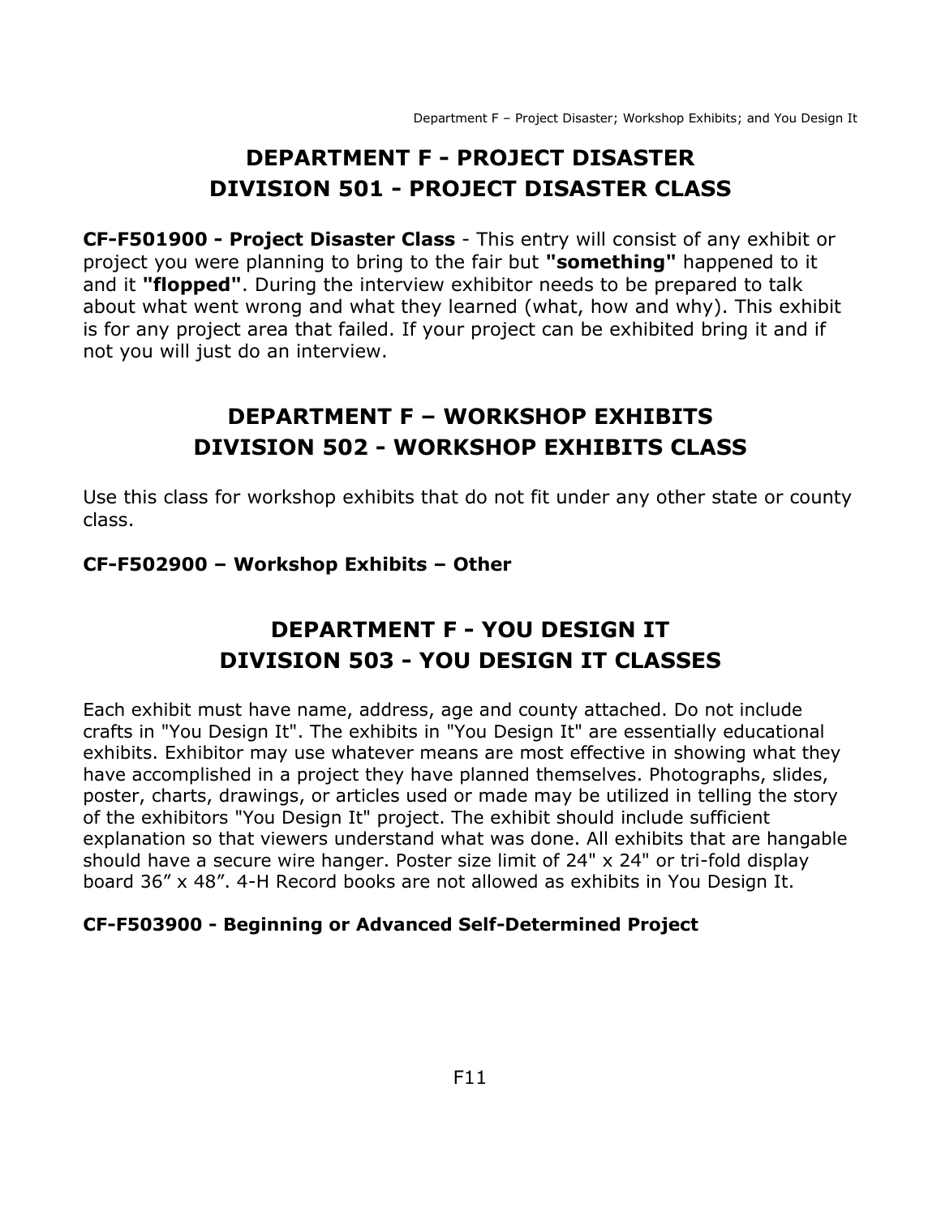# DEPARTMENT F - PROJECT DISASTER
# DIVISION 501 - PROJECT DISASTER CLASS

**CF-F501900 - Project Disaster Class** - This entry will consist of any exhibit or project you were planning to bring to the fair but **"something"** happened to it and it **"flopped"**. During the interview exhibitor needs to be prepared to talk about what went wrong and what they learned (what, how and why). This exhibit is for any project area that failed. If your project can be exhibited bring it and if not you will just do an interview.

# DEPARTMENT F – WORKSHOP EXHIBITS
# DIVISION 502 - WORKSHOP EXHIBITS CLASS

Use this class for workshop exhibits that do not fit under any other state or county class.

**CF-F502900 – Workshop Exhibits – Other**

# DEPARTMENT F - YOU DESIGN IT
# DIVISION 503 - YOU DESIGN IT CLASSES

Each exhibit must have name, address, age and county attached. Do not include crafts in "You Design It". The exhibits in "You Design It" are essentially educational exhibits. Exhibitor may use whatever means are most effective in showing what they have accomplished in a project they have planned themselves. Photographs, slides, poster, charts, drawings, or articles used or made may be utilized in telling the story of the exhibitors "You Design It" project. The exhibit should include sufficient explanation so that viewers understand what was done. All exhibits that are hangable should have a secure wire hanger. Poster size limit of 24" x 24" or tri-fold display board 36” x 48”. 4-H Record books are not allowed as exhibits in You Design It.

**CF-F503900 - Beginning or Advanced Self-Determined Project**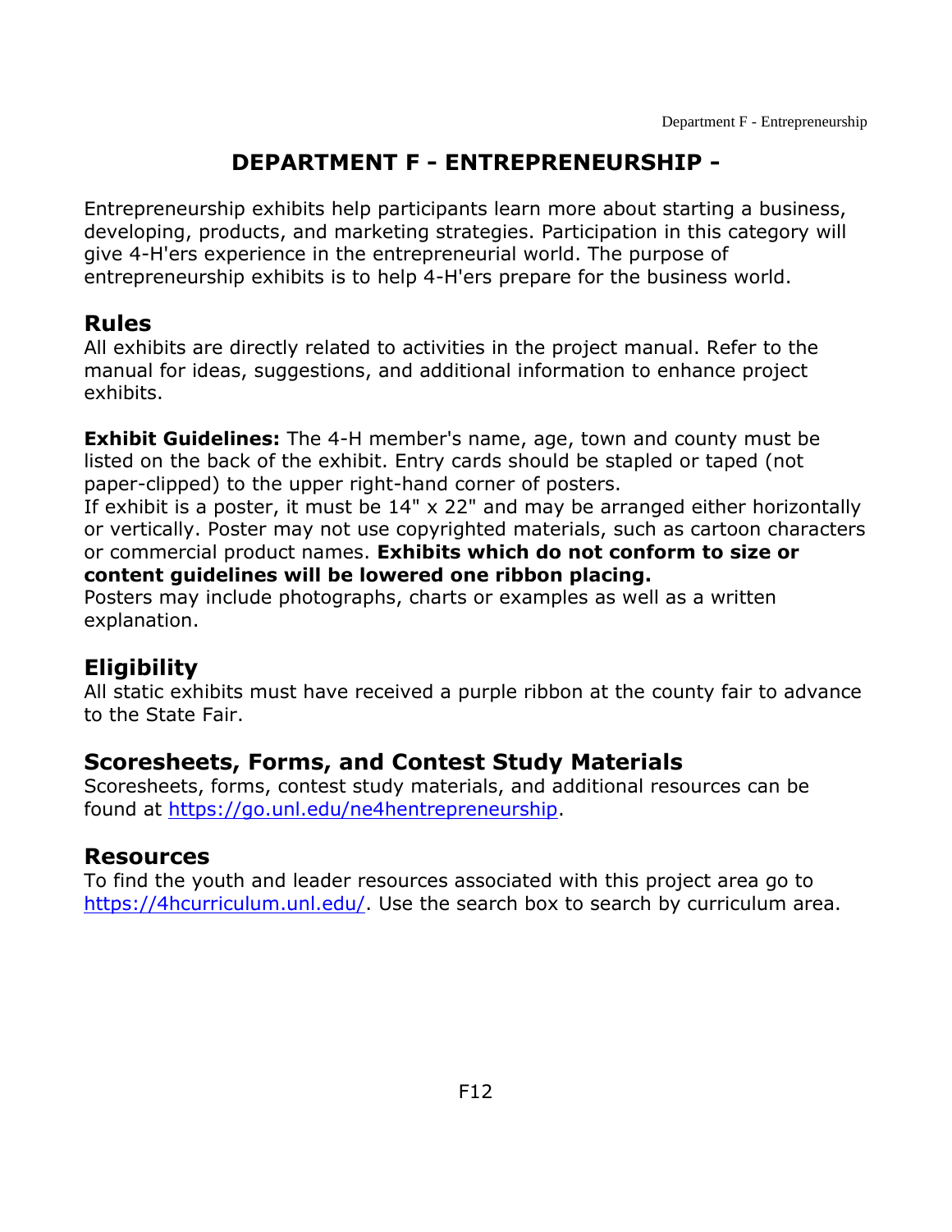# DEPARTMENT F - ENTREPRENEURSHIP -

Entrepreneurship exhibits help participants learn more about starting a business, developing, products, and marketing strategies. Participation in this category will give 4-H'ers experience in the entrepreneurial world. The purpose of entrepreneurship exhibits is to help 4-H'ers prepare for the business world.

## Rules

All exhibits are directly related to activities in the project manual. Refer to the manual for ideas, suggestions, and additional information to enhance project exhibits.

**Exhibit Guidelines:** The 4-H member's name, age, town and county must be listed on the back of the exhibit. Entry cards should be stapled or taped (not paper-clipped) to the upper right-hand corner of posters.
If exhibit is a poster, it must be 14" x 22" and may be arranged either horizontally or vertically. Poster may not use copyrighted materials, such as cartoon characters or commercial product names. **Exhibits which do not conform to size or content guidelines will be lowered one ribbon placing.**
Posters may include photographs, charts or examples as well as a written explanation.

## Eligibility

All static exhibits must have received a purple ribbon at the county fair to advance to the State Fair.

## Scoresheets, Forms, and Contest Study Materials

Scoresheets, forms, contest study materials, and additional resources can be found at https://go.unl.edu/ne4hentrepreneurship.

## Resources

To find the youth and leader resources associated with this project area go to https://4hcurriculum.unl.edu/. Use the search box to search by curriculum area.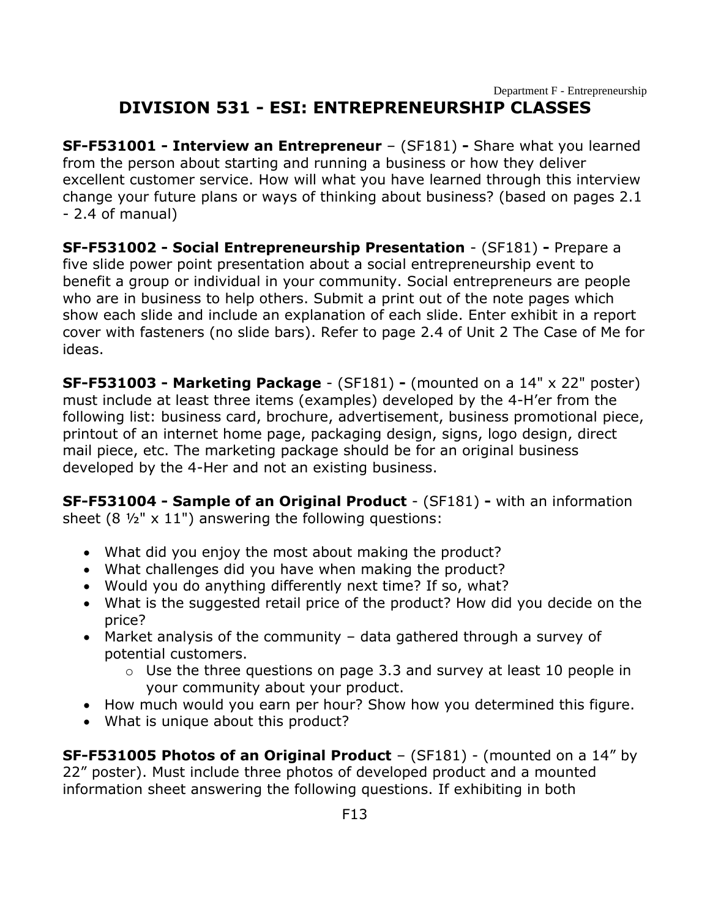# DIVISION 531 - ESI: ENTREPRENEURSHIP CLASSES

**SF-F531001 - Interview an Entrepreneur** – (SF181) **-** Share what you learned from the person about starting and running a business or how they deliver excellent customer service. How will what you have learned through this interview change your future plans or ways of thinking about business? (based on pages 2.1 - 2.4 of manual)

**SF-F531002 - Social Entrepreneurship Presentation** - (SF181) **-** Prepare a five slide power point presentation about a social entrepreneurship event to benefit a group or individual in your community. Social entrepreneurs are people who are in business to help others. Submit a print out of the note pages which show each slide and include an explanation of each slide. Enter exhibit in a report cover with fasteners (no slide bars). Refer to page 2.4 of Unit 2 The Case of Me for ideas.

**SF-F531003 - Marketing Package** - (SF181) **-** (mounted on a 14" x 22" poster) must include at least three items (examples) developed by the 4-H'er from the following list: business card, brochure, advertisement, business promotional piece, printout of an internet home page, packaging design, signs, logo design, direct mail piece, etc. The marketing package should be for an original business developed by the 4-Her and not an existing business.

**SF-F531004 - Sample of an Original Product** - (SF181) **-** with an information sheet (8 ½" x 11") answering the following questions:

- What did you enjoy the most about making the product?
- What challenges did you have when making the product?
- Would you do anything differently next time? If so, what?
- What is the suggested retail price of the product? How did you decide on the price?
- Market analysis of the community – data gathered through a survey of potential customers.
  - Use the three questions on page 3.3 and survey at least 10 people in your community about your product.
- How much would you earn per hour? Show how you determined this figure.
- What is unique about this product?

**SF-F531005 Photos of an Original Product** – (SF181) - (mounted on a 14" by 22" poster). Must include three photos of developed product and a mounted information sheet answering the following questions. If exhibiting in both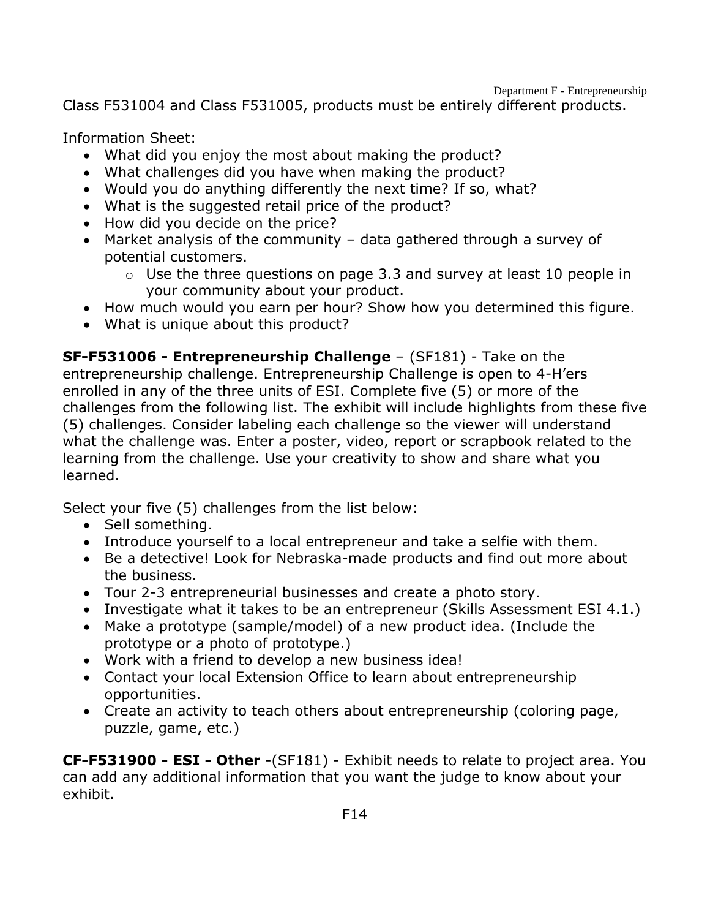Class F531004 and Class F531005, products must be entirely different products.

Information Sheet:

- What did you enjoy the most about making the product?
- What challenges did you have when making the product?
- Would you do anything differently the next time? If so, what?
- What is the suggested retail price of the product?
- How did you decide on the price?
- Market analysis of the community – data gathered through a survey of potential customers.
    - Use the three questions on page 3.3 and survey at least 10 people in your community about your product.
- How much would you earn per hour? Show how you determined this figure.
- What is unique about this product?

**SF-F531006 - Entrepreneurship Challenge** – (SF181) - Take on the entrepreneurship challenge. Entrepreneurship Challenge is open to 4-H'ers enrolled in any of the three units of ESI. Complete five (5) or more of the challenges from the following list. The exhibit will include highlights from these five (5) challenges. Consider labeling each challenge so the viewer will understand what the challenge was. Enter a poster, video, report or scrapbook related to the learning from the challenge. Use your creativity to show and share what you learned.

Select your five (5) challenges from the list below:

- Sell something.
- Introduce yourself to a local entrepreneur and take a selfie with them.
- Be a detective! Look for Nebraska-made products and find out more about the business.
- Tour 2-3 entrepreneurial businesses and create a photo story.
- Investigate what it takes to be an entrepreneur (Skills Assessment ESI 4.1.)
- Make a prototype (sample/model) of a new product idea. (Include the prototype or a photo of prototype.)
- Work with a friend to develop a new business idea!
- Contact your local Extension Office to learn about entrepreneurship opportunities.
- Create an activity to teach others about entrepreneurship (coloring page, puzzle, game, etc.)

**CF-F531900 - ESI - Other** -(SF181) - Exhibit needs to relate to project area. You can add any additional information that you want the judge to know about your exhibit.